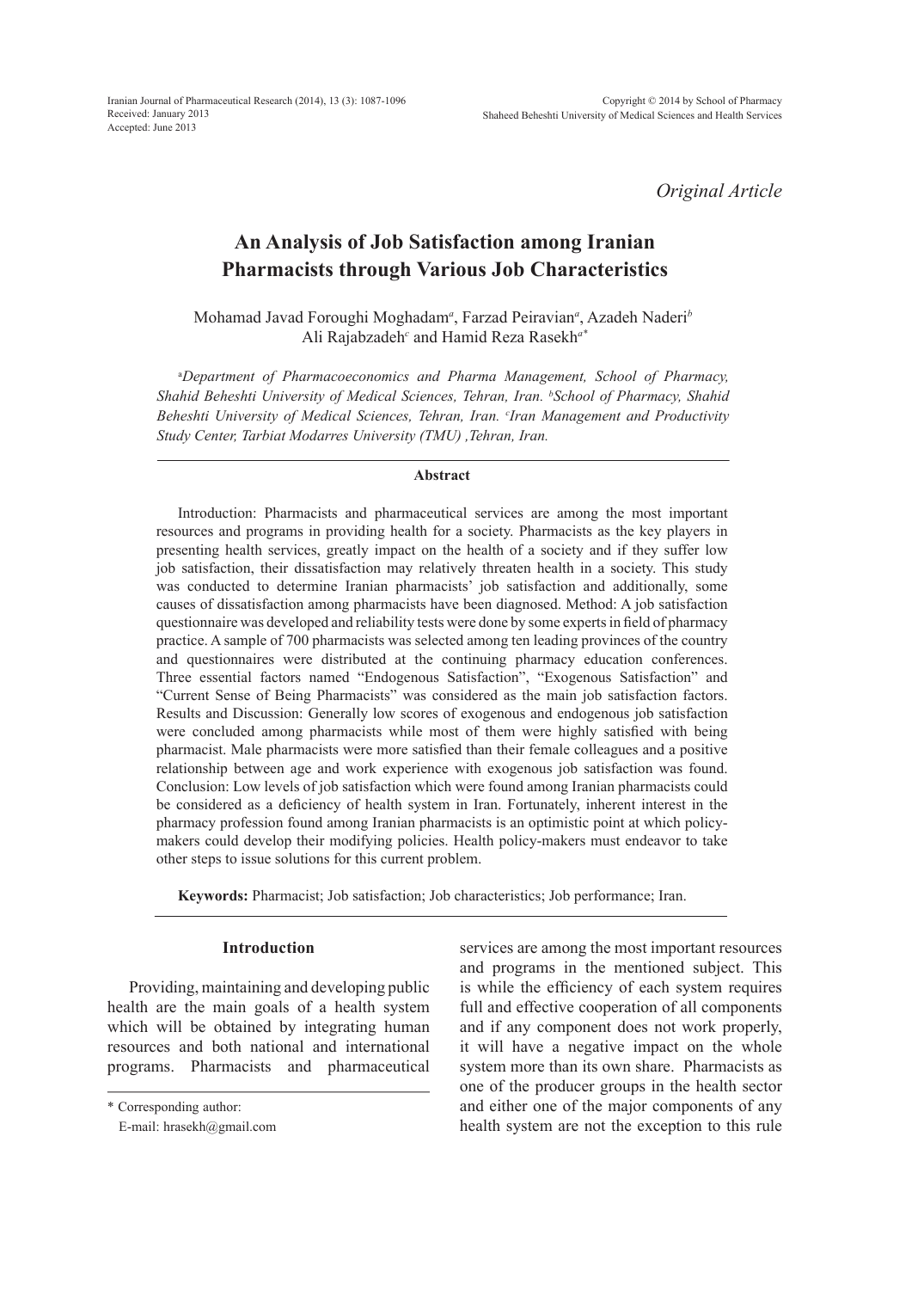*Original Article*

# An Analysis of Job Satisfaction among Iranian Pharmacists through Various Job Characteristics

Mohamad Javad Foroughi Moghadam[a], Farzad Peiravian[a], Azadeh Naderi[b] Ali Rajabzadeh[c] and Hamid Reza Rasekh[a*]

[a]*Department of Pharmacoeconomics and Pharma Management, School of Pharmacy, Shahid Beheshti University of Medical Sciences, Tehran, Iran.* [b]*School of Pharmacy, Shahid Beheshti University of Medical Sciences, Tehran, Iran.* [c]*Iran Management and Productivity Study Center, Tarbiat Modarres University (TMU) ,Tehran, Iran.*

## Abstract

Introduction: Pharmacists and pharmaceutical services are among the most important resources and programs in providing health for a society. Pharmacists as the key players in presenting health services, greatly impact on the health of a society and if they suffer low job satisfaction, their dissatisfaction may relatively threaten health in a society. This study was conducted to determine Iranian pharmacists' job satisfaction and additionally, some causes of dissatisfaction among pharmacists have been diagnosed. Method: A job satisfaction questionnaire was developed and reliability tests were done by some experts in field of pharmacy practice. A sample of 700 pharmacists was selected among ten leading provinces of the country and questionnaires were distributed at the continuing pharmacy education conferences. Three essential factors named "Endogenous Satisfaction", "Exogenous Satisfaction" and "Current Sense of Being Pharmacists" was considered as the main job satisfaction factors. Results and Discussion: Generally low scores of exogenous and endogenous job satisfaction were concluded among pharmacists while most of them were highly satisfied with being pharmacist. Male pharmacists were more satisfied than their female colleagues and a positive relationship between age and work experience with exogenous job satisfaction was found. Conclusion: Low levels of job satisfaction which were found among Iranian pharmacists could be considered as a deficiency of health system in Iran. Fortunately, inherent interest in the pharmacy profession found among Iranian pharmacists is an optimistic point at which policy-makers could develop their modifying policies. Health policy-makers must endeavor to take other steps to issue solutions for this current problem.

**Keywords:** Pharmacist; Job satisfaction; Job characteristics; Job performance; Iran.

## Introduction

Providing, maintaining and developing public health are the main goals of a health system which will be obtained by integrating human resources and both national and international programs. Pharmacists and pharmaceutical services are among the most important resources and programs in the mentioned subject. This is while the efficiency of each system requires full and effective cooperation of all components and if any component does not work properly, it will have a negative impact on the whole system more than its own share. Pharmacists as one of the producer groups in the health sector and either one of the major components of any health system are not the exception to this rule

\* Corresponding author:
E-mail: hrasekh@gmail.com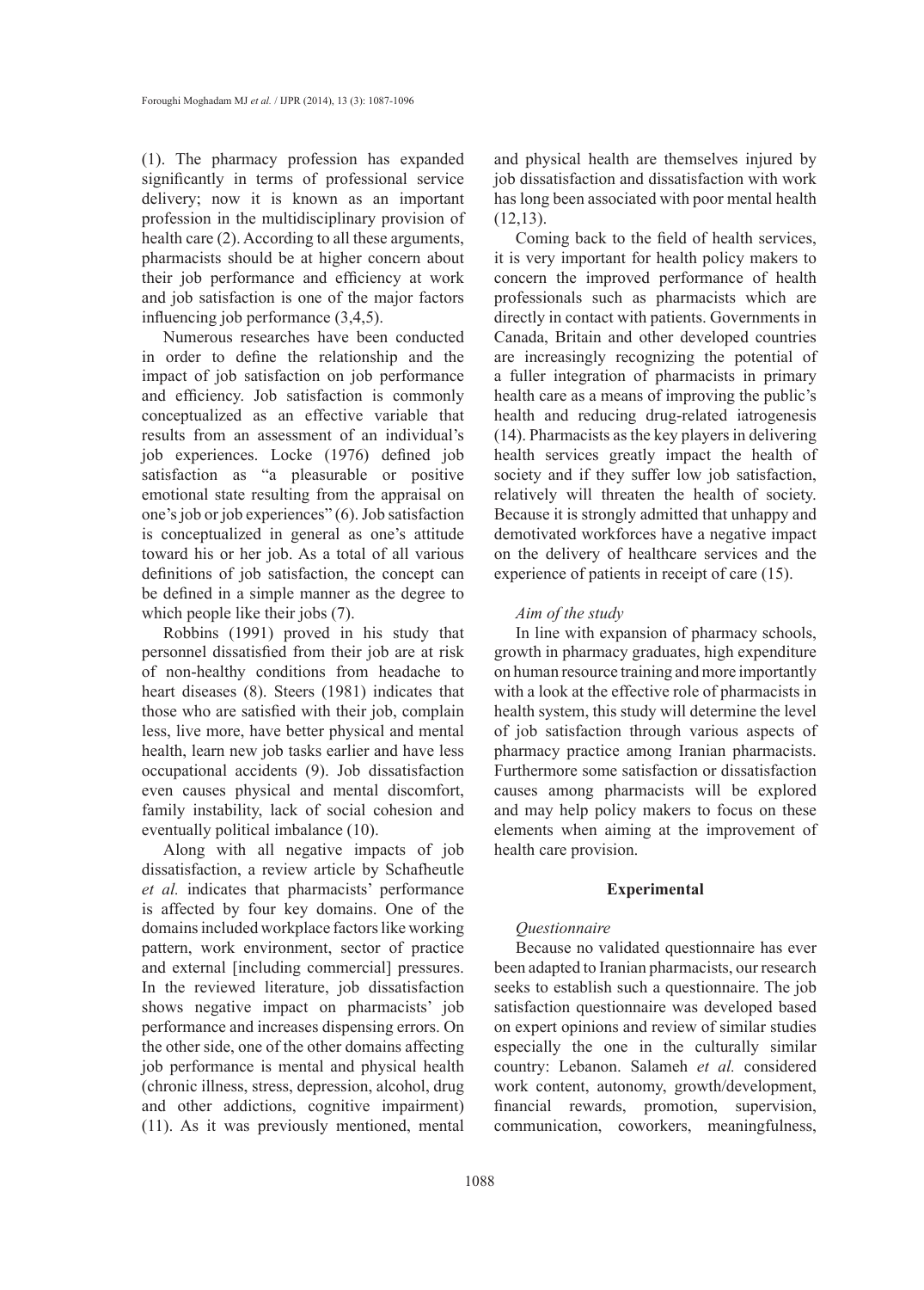(1). The pharmacy profession has expanded significantly in terms of professional service delivery; now it is known as an important profession in the multidisciplinary provision of health care (2). According to all these arguments, pharmacists should be at higher concern about their job performance and efficiency at work and job satisfaction is one of the major factors influencing job performance (3,4,5).

Numerous researches have been conducted in order to define the relationship and the impact of job satisfaction on job performance and efficiency. Job satisfaction is commonly conceptualized as an effective variable that results from an assessment of an individual's job experiences. Locke (1976) defined job satisfaction as "a pleasurable or positive emotional state resulting from the appraisal on one's job or job experiences" (6). Job satisfaction is conceptualized in general as one's attitude toward his or her job. As a total of all various definitions of job satisfaction, the concept can be defined in a simple manner as the degree to which people like their jobs (7).

Robbins (1991) proved in his study that personnel dissatisfied from their job are at risk of non-healthy conditions from headache to heart diseases (8). Steers (1981) indicates that those who are satisfied with their job, complain less, live more, have better physical and mental health, learn new job tasks earlier and have less occupational accidents (9). Job dissatisfaction even causes physical and mental discomfort, family instability, lack of social cohesion and eventually political imbalance (10).

Along with all negative impacts of job dissatisfaction, a review article by Schafheutle *et al.* indicates that pharmacists' performance is affected by four key domains. One of the domains included workplace factors like working pattern, work environment, sector of practice and external [including commercial] pressures. In the reviewed literature, job dissatisfaction shows negative impact on pharmacists' job performance and increases dispensing errors. On the other side, one of the other domains affecting job performance is mental and physical health (chronic illness, stress, depression, alcohol, drug and other addictions, cognitive impairment) (11). As it was previously mentioned, mental and physical health are themselves injured by job dissatisfaction and dissatisfaction with work has long been associated with poor mental health (12,13).

Coming back to the field of health services, it is very important for health policy makers to concern the improved performance of health professionals such as pharmacists which are directly in contact with patients. Governments in Canada, Britain and other developed countries are increasingly recognizing the potential of a fuller integration of pharmacists in primary health care as a means of improving the public's health and reducing drug-related iatrogenesis (14). Pharmacists as the key players in delivering health services greatly impact the health of society and if they suffer low job satisfaction, relatively will threaten the health of society. Because it is strongly admitted that unhappy and demotivated workforces have a negative impact on the delivery of healthcare services and the experience of patients in receipt of care (15).

*Aim of the study*

In line with expansion of pharmacy schools, growth in pharmacy graduates, high expenditure on human resource training and more importantly with a look at the effective role of pharmacists in health system, this study will determine the level of job satisfaction through various aspects of pharmacy practice among Iranian pharmacists. Furthermore some satisfaction or dissatisfaction causes among pharmacists will be explored and may help policy makers to focus on these elements when aiming at the improvement of health care provision.

## Experimental

*Questionnaire*

Because no validated questionnaire has ever been adapted to Iranian pharmacists, our research seeks to establish such a questionnaire. The job satisfaction questionnaire was developed based on expert opinions and review of similar studies especially the one in the culturally similar country: Lebanon. Salameh *et al.* considered work content, autonomy, growth/development, financial rewards, promotion, supervision, communication, coworkers, meaningfulness,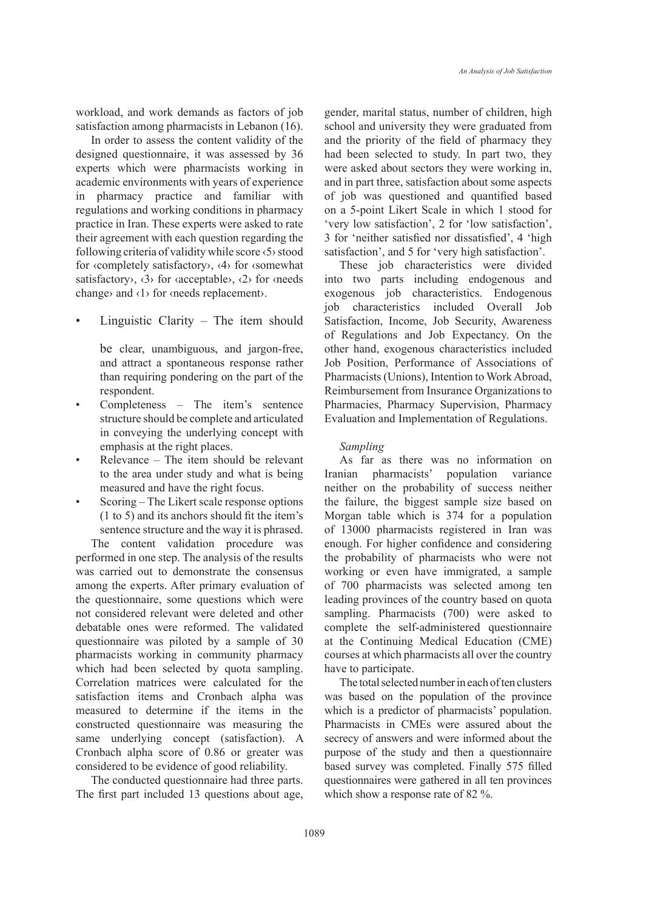workload, and work demands as factors of job satisfaction among pharmacists in Lebanon (16).

In order to assess the content validity of the designed questionnaire, it was assessed by 36 experts which were pharmacists working in academic environments with years of experience in pharmacy practice and familiar with regulations and working conditions in pharmacy practice in Iran. These experts were asked to rate their agreement with each question regarding the following criteria of validity while score ‹5› stood for ‹completely satisfactory›, ‹4› for ‹somewhat satisfactory›, ‹3› for ‹acceptable›, ‹2› for ‹needs change› and ‹1› for ‹needs replacement›.

- Linguistic Clarity – The item should be clear, unambiguous, and jargon-free, and attract a spontaneous response rather than requiring pondering on the part of the respondent.
- Completeness – The item's sentence structure should be complete and articulated in conveying the underlying concept with emphasis at the right places.
- Relevance – The item should be relevant to the area under study and what is being measured and have the right focus.
- Scoring – The Likert scale response options (1 to 5) and its anchors should fit the item's sentence structure and the way it is phrased.

The content validation procedure was performed in one step. The analysis of the results was carried out to demonstrate the consensus among the experts. After primary evaluation of the questionnaire, some questions which were not considered relevant were deleted and other debatable ones were reformed. The validated questionnaire was piloted by a sample of 30 pharmacists working in community pharmacy which had been selected by quota sampling. Correlation matrices were calculated for the satisfaction items and Cronbach alpha was measured to determine if the items in the constructed questionnaire was measuring the same underlying concept (satisfaction). A Cronbach alpha score of 0.86 or greater was considered to be evidence of good reliability.

The conducted questionnaire had three parts. The first part included 13 questions about age, gender, marital status, number of children, high school and university they were graduated from and the priority of the field of pharmacy they had been selected to study. In part two, they were asked about sectors they were working in, and in part three, satisfaction about some aspects of job was questioned and quantified based on a 5-point Likert Scale in which 1 stood for 'very low satisfaction', 2 for 'low satisfaction', 3 for 'neither satisfied nor dissatisfied', 4 'high satisfaction', and 5 for 'very high satisfaction'.

These job characteristics were divided into two parts including endogenous and exogenous job characteristics. Endogenous job characteristics included Overall Job Satisfaction, Income, Job Security, Awareness of Regulations and Job Expectancy. On the other hand, exogenous characteristics included Job Position, Performance of Associations of Pharmacists (Unions), Intention to Work Abroad, Reimbursement from Insurance Organizations to Pharmacies, Pharmacy Supervision, Pharmacy Evaluation and Implementation of Regulations.

*Sampling*

As far as there was no information on Iranian pharmacists' population variance neither on the probability of success neither the failure, the biggest sample size based on Morgan table which is 374 for a population of 13000 pharmacists registered in Iran was enough. For higher confidence and considering the probability of pharmacists who were not working or even have immigrated, a sample of 700 pharmacists was selected among ten leading provinces of the country based on quota sampling. Pharmacists (700) were asked to complete the self-administered questionnaire at the Continuing Medical Education (CME) courses at which pharmacists all over the country have to participate.

The total selected number in each of ten clusters was based on the population of the province which is a predictor of pharmacists' population. Pharmacists in CMEs were assured about the secrecy of answers and were informed about the purpose of the study and then a questionnaire based survey was completed. Finally 575 filled questionnaires were gathered in all ten provinces which show a response rate of 82 %.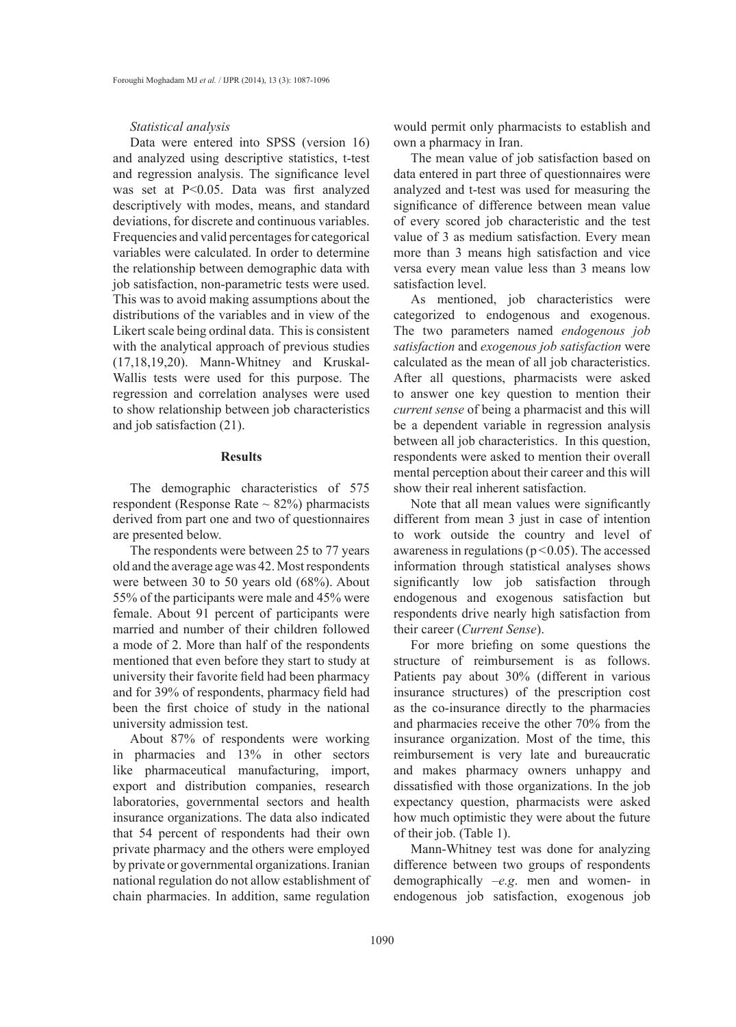*Statistical analysis*

Data were entered into SPSS (version 16) and analyzed using descriptive statistics, t-test and regression analysis. The significance level was set at $P<0.05$. Data was first analyzed descriptively with modes, means, and standard deviations, for discrete and continuous variables. Frequencies and valid percentages for categorical variables were calculated. In order to determine the relationship between demographic data with job satisfaction, non-parametric tests were used. This was to avoid making assumptions about the distributions of the variables and in view of the Likert scale being ordinal data. This is consistent with the analytical approach of previous studies (17,18,19,20). Mann-Whitney and Kruskal-Wallis tests were used for this purpose. The regression and correlation analyses were used to show relationship between job characteristics and job satisfaction (21).

## Results

The demographic characteristics of 575 respondent (Response Rate ~ 82%) pharmacists derived from part one and two of questionnaires are presented below.

The respondents were between 25 to 77 years old and the average age was 42. Most respondents were between 30 to 50 years old (68%). About 55% of the participants were male and 45% were female. About 91 percent of participants were married and number of their children followed a mode of 2. More than half of the respondents mentioned that even before they start to study at university their favorite field had been pharmacy and for 39% of respondents, pharmacy field had been the first choice of study in the national university admission test.

About 87% of respondents were working in pharmacies and 13% in other sectors like pharmaceutical manufacturing, import, export and distribution companies, research laboratories, governmental sectors and health insurance organizations. The data also indicated that 54 percent of respondents had their own private pharmacy and the others were employed by private or governmental organizations. Iranian national regulation do not allow establishment of chain pharmacies. In addition, same regulation would permit only pharmacists to establish and own a pharmacy in Iran.

The mean value of job satisfaction based on data entered in part three of questionnaires were analyzed and t-test was used for measuring the significance of difference between mean value of every scored job characteristic and the test value of 3 as medium satisfaction. Every mean more than 3 means high satisfaction and vice versa every mean value less than 3 means low satisfaction level.

As mentioned, job characteristics were categorized to endogenous and exogenous. The two parameters named *endogenous job satisfaction* and *exogenous job satisfaction* were calculated as the mean of all job characteristics. After all questions, pharmacists were asked to answer one key question to mention their *current sense* of being a pharmacist and this will be a dependent variable in regression analysis between all job characteristics. In this question, respondents were asked to mention their overall mental perception about their career and this will show their real inherent satisfaction.

Note that all mean values were significantly different from mean 3 just in case of intention to work outside the country and level of awareness in regulations ($p<0.05$). The accessed information through statistical analyses shows significantly low job satisfaction through endogenous and exogenous satisfaction but respondents drive nearly high satisfaction from their career (*Current Sense*).

For more briefing on some questions the structure of reimbursement is as follows. Patients pay about 30% (different in various insurance structures) of the prescription cost as the co-insurance directly to the pharmacies and pharmacies receive the other 70% from the insurance organization. Most of the time, this reimbursement is very late and bureaucratic and makes pharmacy owners unhappy and dissatisfied with those organizations. In the job expectancy question, pharmacists were asked how much optimistic they were about the future of their job. (Table 1).

Mann-Whitney test was done for analyzing difference between two groups of respondents demographically –*e.g*. men and women- in endogenous job satisfaction, exogenous job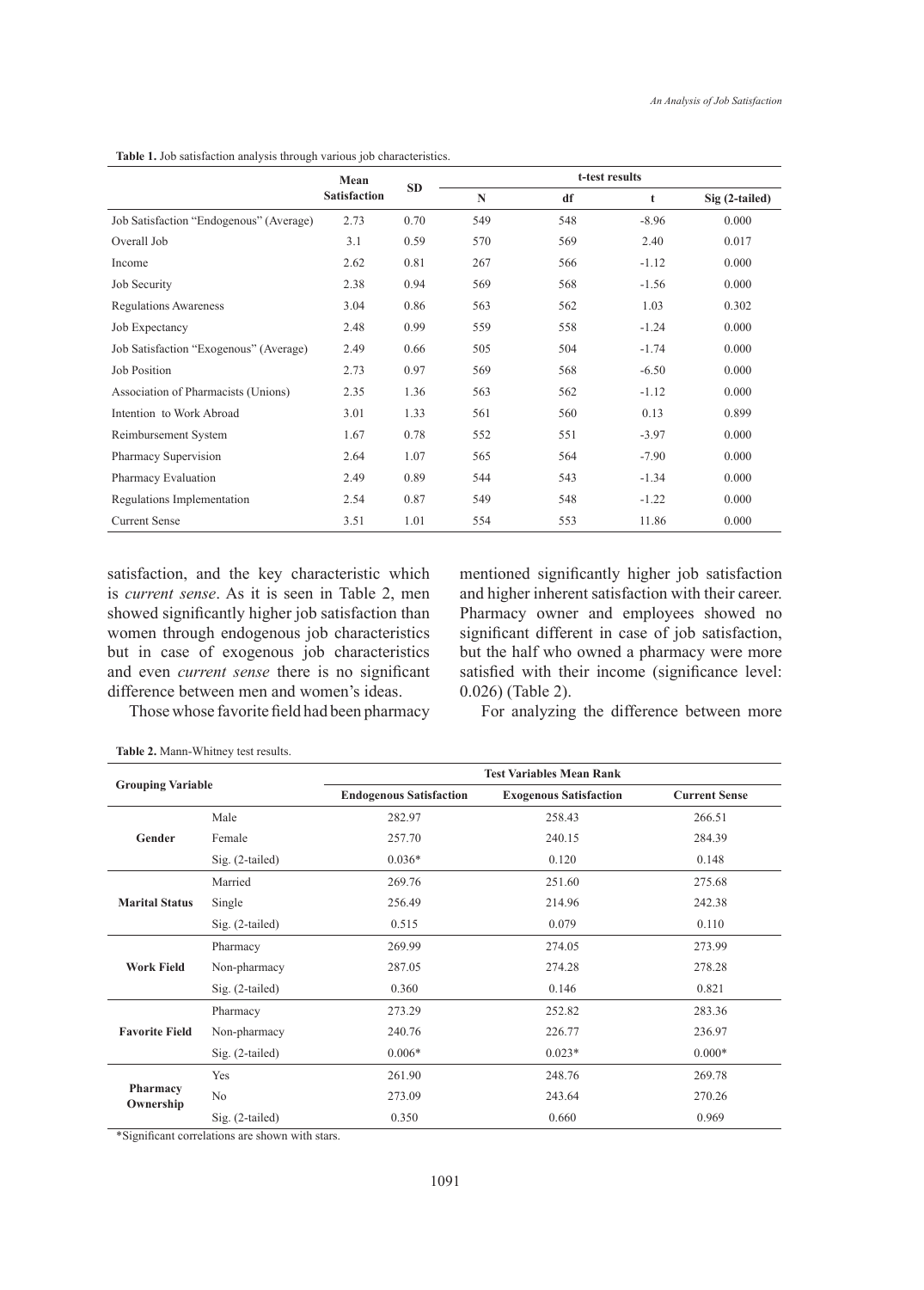**Table 1.** Job satisfaction analysis through various job characteristics.

| | Mean Satisfaction | SD | t-test results | | | |
|---|---|---|---|---|---|---|
| | | | N | df | t | Sig (2-tailed) |
| Job Satisfaction "Endogenous" (Average) | 2.73 | 0.70 | 549 | 548 | -8.96 | 0.000 |
| Overall Job | 3.1 | 0.59 | 570 | 569 | 2.40 | 0.017 |
| Income | 2.62 | 0.81 | 267 | 566 | -1.12 | 0.000 |
| Job Security | 2.38 | 0.94 | 569 | 568 | -1.56 | 0.000 |
| Regulations Awareness | 3.04 | 0.86 | 563 | 562 | 1.03 | 0.302 |
| Job Expectancy | 2.48 | 0.99 | 559 | 558 | -1.24 | 0.000 |
| Job Satisfaction "Exogenous" (Average) | 2.49 | 0.66 | 505 | 504 | -1.74 | 0.000 |
| Job Position | 2.73 | 0.97 | 569 | 568 | -6.50 | 0.000 |
| Association of Pharmacists (Unions) | 2.35 | 1.36 | 563 | 562 | -1.12 | 0.000 |
| Intention to Work Abroad | 3.01 | 1.33 | 561 | 560 | 0.13 | 0.899 |
| Reimbursement System | 1.67 | 0.78 | 552 | 551 | -3.97 | 0.000 |
| Pharmacy Supervision | 2.64 | 1.07 | 565 | 564 | -7.90 | 0.000 |
| Pharmacy Evaluation | 2.49 | 0.89 | 544 | 543 | -1.34 | 0.000 |
| Regulations Implementation | 2.54 | 0.87 | 549 | 548 | -1.22 | 0.000 |
| Current Sense | 3.51 | 1.01 | 554 | 553 | 11.86 | 0.000 |

satisfaction, and the key characteristic which is *current sense*. As it is seen in Table 2, men showed significantly higher job satisfaction than women through endogenous job characteristics but in case of exogenous job characteristics and even *current sense* there is no significant difference between men and women's ideas.

Those whose favorite field had been pharmacy mentioned significantly higher job satisfaction and higher inherent satisfaction with their career. Pharmacy owner and employees showed no significant different in case of job satisfaction, but the half who owned a pharmacy were more satisfied with their income (significance level: 0.026) (Table 2).

For analyzing the difference between more

**Table 2.** Mann-Whitney test results.

| Grouping Variable | | Test Variables Mean Rank | | |
|---|---|---|---|---|
| | | Endogenous Satisfaction | Exogenous Satisfaction | Current Sense |
| **Gender** | Male | 282.97 | 258.43 | 266.51 |
| | Female | 257.70 | 240.15 | 284.39 |
| | Sig. (2-tailed) | 0.036* | 0.120 | 0.148 |
| **Marital Status** | Married | 269.76 | 251.60 | 275.68 |
| | Single | 256.49 | 214.96 | 242.38 |
| | Sig. (2-tailed) | 0.515 | 0.079 | 0.110 |
| **Work Field** | Pharmacy | 269.99 | 274.05 | 273.99 |
| | Non-pharmacy | 287.05 | 274.28 | 278.28 |
| | Sig. (2-tailed) | 0.360 | 0.146 | 0.821 |
| **Favorite Field** | Pharmacy | 273.29 | 252.82 | 283.36 |
| | Non-pharmacy | 240.76 | 226.77 | 236.97 |
| | Sig. (2-tailed) | 0.006* | 0.023* | 0.000* |
| **Pharmacy Ownership** | Yes | 261.90 | 248.76 | 269.78 |
| | No | 273.09 | 243.64 | 270.26 |
| | Sig. (2-tailed) | 0.350 | 0.660 | 0.969 |

*Significant correlations are shown with stars.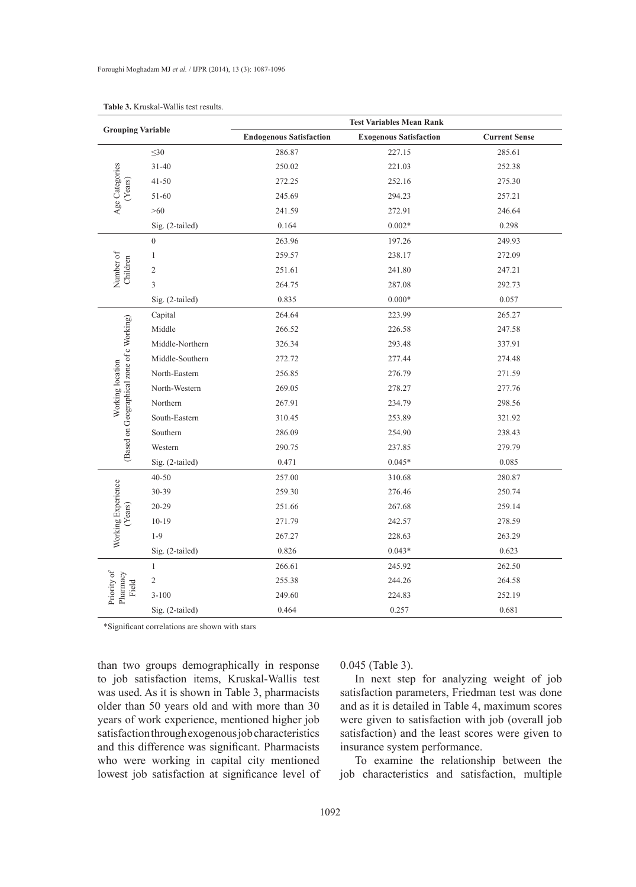**Table 3.** Kruskal-Wallis test results.

| Grouping Variable | | Test Variables Mean Rank | | |
|---|---|---|---|---|
| | | Endogenous Satisfaction | Exogenous Satisfaction | Current Sense |
| Age Categories (Years) | ≤30 | 286.87 | 227.15 | 285.61 |
| | 31-40 | 250.02 | 221.03 | 252.38 |
| | 41-50 | 272.25 | 252.16 | 275.30 |
| | 51-60 | 245.69 | 294.23 | 257.21 |
| | >60 | 241.59 | 272.91 | 246.64 |
| | Sig. (2-tailed) | 0.164 | 0.002* | 0.298 |
| Number of Children | 0 | 263.96 | 197.26 | 249.93 |
| | 1 | 259.57 | 238.17 | 272.09 |
| | 2 | 251.61 | 241.80 | 247.21 |
| | 3 | 264.75 | 287.08 | 292.73 |
| | Sig. (2-tailed) | 0.835 | 0.000* | 0.057 |
| Working location (Based on Geographical zone of c Working) | Capital | 264.64 | 223.99 | 265.27 |
| | Middle | 266.52 | 226.58 | 247.58 |
| | Middle-Northern | 326.34 | 293.48 | 337.91 |
| | Middle-Southern | 272.72 | 277.44 | 274.48 |
| | North-Eastern | 256.85 | 276.79 | 271.59 |
| | North-Western | 269.05 | 278.27 | 277.76 |
| | Northern | 267.91 | 234.79 | 298.56 |
| | South-Eastern | 310.45 | 253.89 | 321.92 |
| | Southern | 286.09 | 254.90 | 238.43 |
| | Western | 290.75 | 237.85 | 279.79 |
| | Sig. (2-tailed) | 0.471 | 0.045* | 0.085 |
| Working Experience (Years) | 40-50 | 257.00 | 310.68 | 280.87 |
| | 30-39 | 259.30 | 276.46 | 250.74 |
| | 20-29 | 251.66 | 267.68 | 259.14 |
| | 10-19 | 271.79 | 242.57 | 278.59 |
| | 1-9 | 267.27 | 228.63 | 263.29 |
| | Sig. (2-tailed) | 0.826 | 0.043* | 0.623 |
| Priority of Pharmacy Field | 1 | 266.61 | 245.92 | 262.50 |
| | 2 | 255.38 | 244.26 | 264.58 |
| | 3-100 | 249.60 | 224.83 | 252.19 |
| | Sig. (2-tailed) | 0.464 | 0.257 | 0.681 |

*Significant correlations are shown with stars

than two groups demographically in response to job satisfaction items, Kruskal-Wallis test was used. As it is shown in Table 3, pharmacists older than 50 years old and with more than 30 years of work experience, mentioned higher job satisfaction through exogenous job characteristics and this difference was significant. Pharmacists who were working in capital city mentioned lowest job satisfaction at significance level of 0.045 (Table 3).

In next step for analyzing weight of job satisfaction parameters, Friedman test was done and as it is detailed in Table 4, maximum scores were given to satisfaction with job (overall job satisfaction) and the least scores were given to insurance system performance.

To examine the relationship between the job characteristics and satisfaction, multiple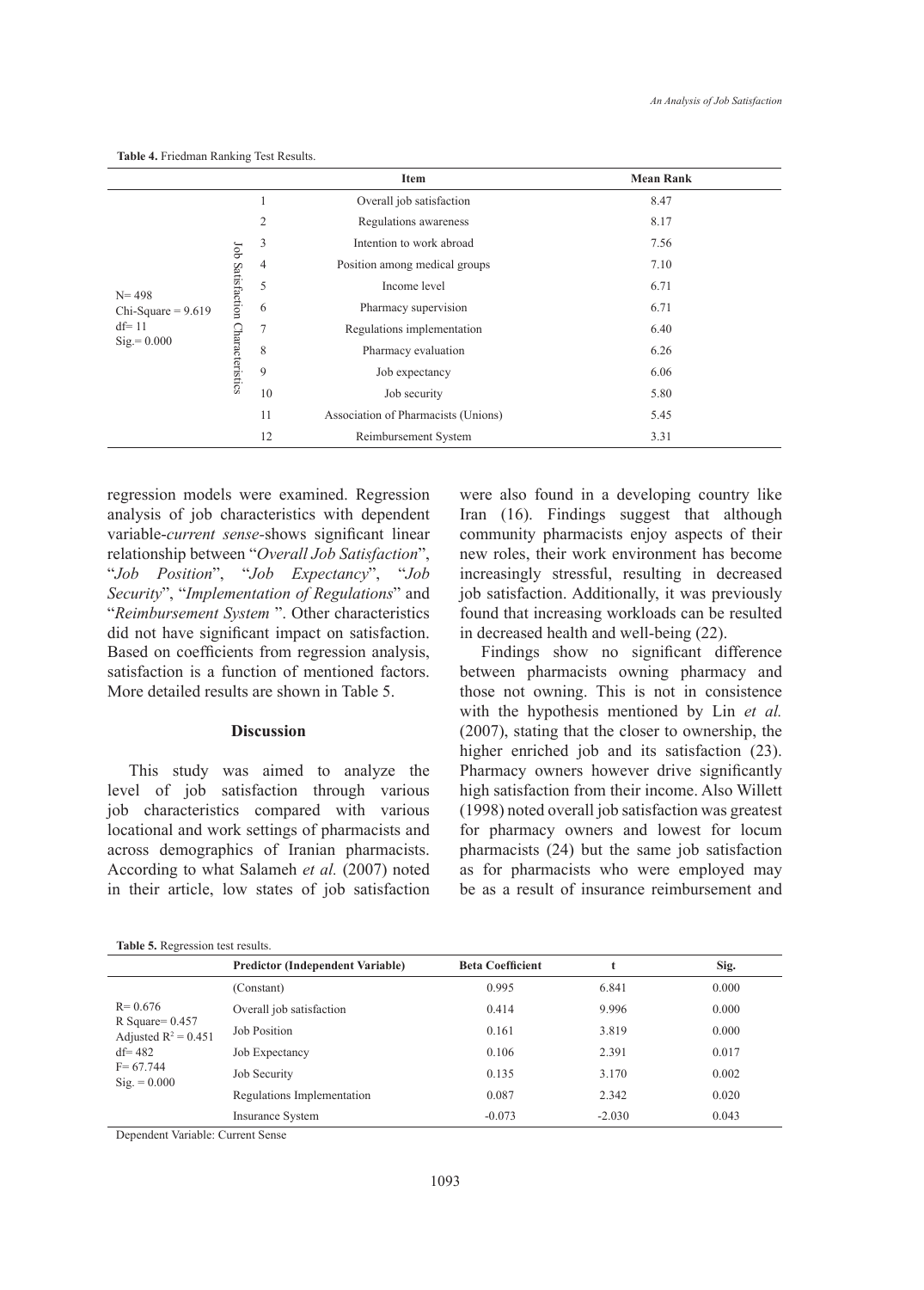**Table 4.** Friedman Ranking Test Results.

| | | | Item | Mean Rank |
|---|---|---|---|---|
| N= 498<br>Chi-Square = 9.619<br>df= 11<br>Sig.= 0.000 | Job Satisfaction Characteristics | 1 | Overall job satisfaction | 8.47 |
| | | 2 | Regulations awareness | 8.17 |
| | | 3 | Intention to work abroad | 7.56 |
| | | 4 | Position among medical groups | 7.10 |
| | | 5 | Income level | 6.71 |
| | | 6 | Pharmacy supervision | 6.71 |
| | | 7 | Regulations implementation | 6.40 |
| | | 8 | Pharmacy evaluation | 6.26 |
| | | 9 | Job expectancy | 6.06 |
| | | 10 | Job security | 5.80 |
| | | 11 | Association of Pharmacists (Unions) | 5.45 |
| | | 12 | Reimbursement System | 3.31 |

regression models were examined. Regression analysis of job characteristics with dependent variable-*current sense*-shows significant linear relationship between "*Overall Job Satisfaction*", "*Job Position*", "*Job Expectancy*", "*Job Security*", "*Implementation of Regulations*" and "*Reimbursement System* ". Other characteristics did not have significant impact on satisfaction. Based on coefficients from regression analysis, satisfaction is a function of mentioned factors. More detailed results are shown in Table 5.

## Discussion

This study was aimed to analyze the level of job satisfaction through various job characteristics compared with various locational and work settings of pharmacists and across demographics of Iranian pharmacists. According to what Salameh *et al.* (2007) noted in their article, low states of job satisfaction were also found in a developing country like Iran (16). Findings suggest that although community pharmacists enjoy aspects of their new roles, their work environment has become increasingly stressful, resulting in decreased job satisfaction. Additionally, it was previously found that increasing workloads can be resulted in decreased health and well-being (22).

Findings show no significant difference between pharmacists owning pharmacy and those not owning. This is not in consistence with the hypothesis mentioned by Lin *et al.* (2007), stating that the closer to ownership, the higher enriched job and its satisfaction (23). Pharmacy owners however drive significantly high satisfaction from their income. Also Willett (1998) noted overall job satisfaction was greatest for pharmacy owners and lowest for locum pharmacists (24) but the same job satisfaction as for pharmacists who were employed may be as a result of insurance reimbursement and

**Table 5.** Regression test results.

| | Predictor (Independent Variable) | Beta Coefficient | t | Sig. |
|---|---|---|---|---|
| R= 0.676<br>R Square= 0.457<br>Adjusted $R^2$ = 0.451<br>df= 482<br>F= 67.744<br>Sig. = 0.000 | (Constant) | 0.995 | 6.841 | 0.000 |
| | Overall job satisfaction | 0.414 | 9.996 | 0.000 |
| | Job Position | 0.161 | 3.819 | 0.000 |
| | Job Expectancy | 0.106 | 2.391 | 0.017 |
| | Job Security | 0.135 | 3.170 | 0.002 |
| | Regulations Implementation | 0.087 | 2.342 | 0.020 |
| | Insurance System | -0.073 | -2.030 | 0.043 |

Dependent Variable: Current Sense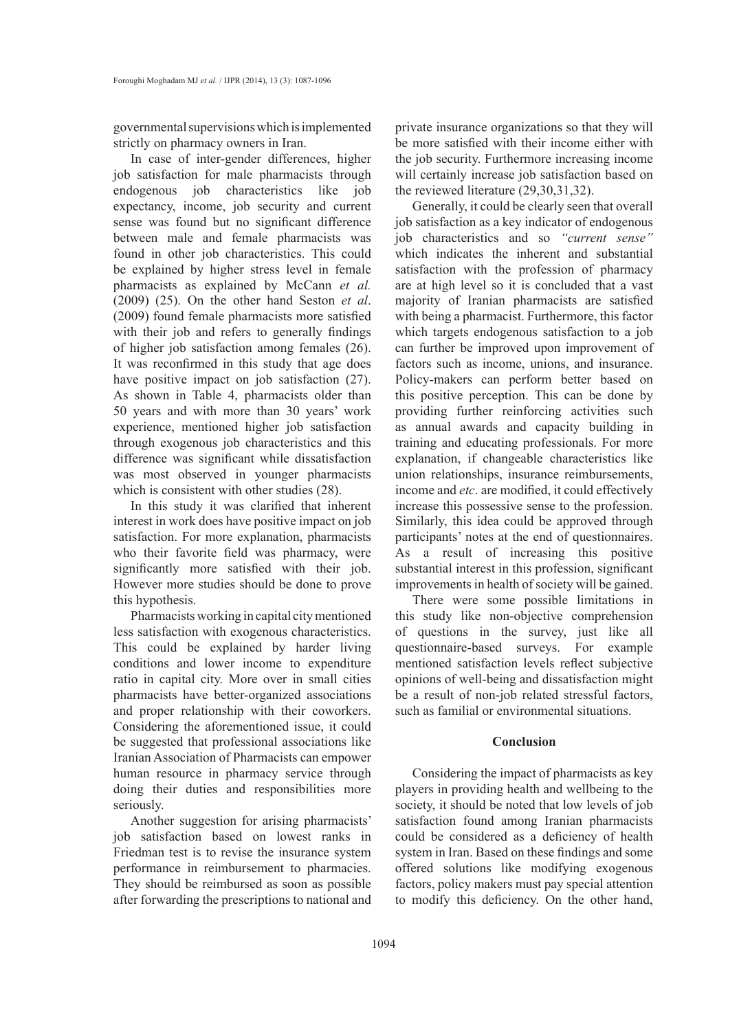governmental supervisions which is implemented strictly on pharmacy owners in Iran.

In case of inter-gender differences, higher job satisfaction for male pharmacists through endogenous job characteristics like job expectancy, income, job security and current sense was found but no significant difference between male and female pharmacists was found in other job characteristics. This could be explained by higher stress level in female pharmacists as explained by McCann *et al.* (2009) (25). On the other hand Seston *et al*. (2009) found female pharmacists more satisfied with their job and refers to generally findings of higher job satisfaction among females (26). It was reconfirmed in this study that age does have positive impact on job satisfaction (27). As shown in Table 4, pharmacists older than 50 years and with more than 30 years' work experience, mentioned higher job satisfaction through exogenous job characteristics and this difference was significant while dissatisfaction was most observed in younger pharmacists which is consistent with other studies (28).

In this study it was clarified that inherent interest in work does have positive impact on job satisfaction. For more explanation, pharmacists who their favorite field was pharmacy, were significantly more satisfied with their job. However more studies should be done to prove this hypothesis.

Pharmacists working in capital city mentioned less satisfaction with exogenous characteristics. This could be explained by harder living conditions and lower income to expenditure ratio in capital city. More over in small cities pharmacists have better-organized associations and proper relationship with their coworkers. Considering the aforementioned issue, it could be suggested that professional associations like Iranian Association of Pharmacists can empower human resource in pharmacy service through doing their duties and responsibilities more seriously.

Another suggestion for arising pharmacists' job satisfaction based on lowest ranks in Friedman test is to revise the insurance system performance in reimbursement to pharmacies. They should be reimbursed as soon as possible after forwarding the prescriptions to national and private insurance organizations so that they will be more satisfied with their income either with the job security. Furthermore increasing income will certainly increase job satisfaction based on the reviewed literature (29,30,31,32).

Generally, it could be clearly seen that overall job satisfaction as a key indicator of endogenous job characteristics and so *"current sense"* which indicates the inherent and substantial satisfaction with the profession of pharmacy are at high level so it is concluded that a vast majority of Iranian pharmacists are satisfied with being a pharmacist. Furthermore, this factor which targets endogenous satisfaction to a job can further be improved upon improvement of factors such as income, unions, and insurance. Policy-makers can perform better based on this positive perception. This can be done by providing further reinforcing activities such as annual awards and capacity building in training and educating professionals. For more explanation, if changeable characteristics like union relationships, insurance reimbursements, income and *etc*. are modified, it could effectively increase this possessive sense to the profession. Similarly, this idea could be approved through participants' notes at the end of questionnaires. As a result of increasing this positive substantial interest in this profession, significant improvements in health of society will be gained.

There were some possible limitations in this study like non-objective comprehension of questions in the survey, just like all questionnaire-based surveys. For example mentioned satisfaction levels reflect subjective opinions of well-being and dissatisfaction might be a result of non-job related stressful factors, such as familial or environmental situations.

## Conclusion

Considering the impact of pharmacists as key players in providing health and wellbeing to the society, it should be noted that low levels of job satisfaction found among Iranian pharmacists could be considered as a deficiency of health system in Iran. Based on these findings and some offered solutions like modifying exogenous factors, policy makers must pay special attention to modify this deficiency. On the other hand,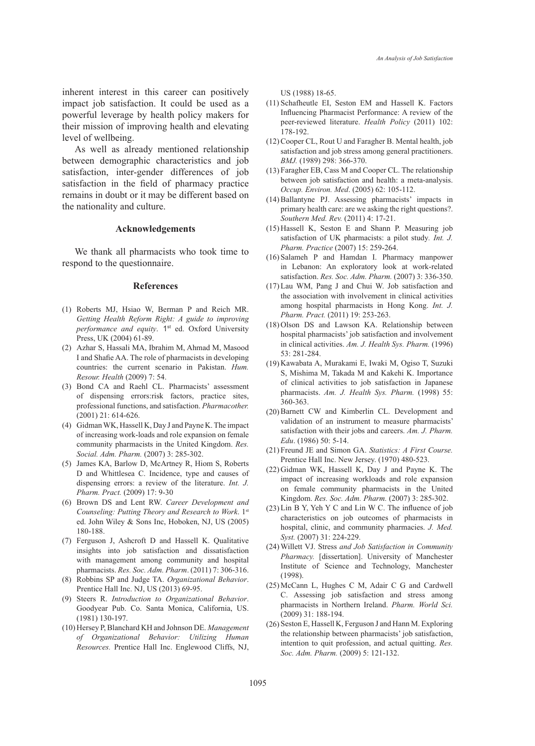inherent interest in this career can positively impact job satisfaction. It could be used as a powerful leverage by health policy makers for their mission of improving health and elevating level of wellbeing.

As well as already mentioned relationship between demographic characteristics and job satisfaction, inter-gender differences of job satisfaction in the field of pharmacy practice remains in doubt or it may be different based on the nationality and culture.

## Acknowledgements

We thank all pharmacists who took time to respond to the questionnaire.

## References

(1) Roberts MJ, Hsiao W, Berman P and Reich MR. *Getting Health Reform Right: A guide to improving performance and equity*. 1st ed. Oxford University Press, UK (2004) 61-89.

(2) Azhar S, Hassali MA, Ibrahim M, Ahmad M, Masood I and Shafie AA. The role of pharmacists in developing countries: the current scenario in Pakistan. *Hum. Resour. Health* (2009) 7: 54.

(3) Bond CA and Raehl CL. Pharmacists' assessment of dispensing errors:risk factors, practice sites, professional functions, and satisfaction. *Pharmacother.* (2001) 21: 614-626.

(4) Gidman WK, Hassell K, Day J and Payne K. The impact of increasing work-loads and role expansion on female community pharmacists in the United Kingdom. *Res. Social. Adm. Pharm.* (2007) 3: 285-302.

(5) James KA, Barlow D, McArtney R, Hiom S, Roberts D and Whittlesea C. Incidence, type and causes of dispensing errors: a review of the literature. *Int. J. Pharm. Pract.* (2009) 17: 9-30

(6) Brown DS and Lent RW. *Career Development and Counseling: Putting Theory and Research to Work*. 1st ed. John Wiley & Sons Inc, Hoboken, NJ, US (2005) 180-188.

(7) Ferguson J, Ashcroft D and Hassell K. Qualitative insights into job satisfaction and dissatisfaction with management among community and hospital pharmacists. *Res. Soc. Adm. Pharm*. (2011) 7: 306-316.

(8) Robbins SP and Judge TA. *Organizational Behavior*. Prentice Hall Inc. NJ, US (2013) 69-95.

(9) Steers R. *Introduction to Organizational Behavior*. Goodyear Pub. Co. Santa Monica, California, US. (1981) 130-197.

(10) Hersey P, Blanchard KH and Johnson DE. *Management of Organizational Behavior: Utilizing Human Resources.* Prentice Hall Inc. Englewood Cliffs, NJ, US (1988) 18-65.

(11) Schafheutle EI, Seston EM and Hassell K. Factors Influencing Pharmacist Performance: A review of the peer-reviewed literature. *Health Policy* (2011) 102: 178-192.

(12) Cooper CL, Rout U and Faragher B. Mental health, job satisfaction and job stress among general practitioners. *BMJ.* (1989) 298: 366-370.

(13) Faragher EB, Cass M and Cooper CL. The relationship between job satisfaction and health: a meta-analysis. *Occup. Environ. Med*. (2005) 62: 105-112.

(14) Ballantyne PJ. Assessing pharmacists' impacts in primary health care: are we asking the right questions?. *Southern Med. Rev.* (2011) 4: 17-21.

(15) Hassell K, Seston E and Shann P. Measuring job satisfaction of UK pharmacists: a pilot study. *Int. J. Pharm. Practice* (2007) 15: 259-264.

(16) Salameh P and Hamdan I. Pharmacy manpower in Lebanon: An exploratory look at work-related satisfaction. *Res. Soc. Adm. Pharm.* (2007) 3: 336-350.

(17) Lau WM, Pang J and Chui W. Job satisfaction and the association with involvement in clinical activities among hospital pharmacists in Hong Kong. *Int. J. Pharm. Pract.* (2011) 19: 253-263.

(18) Olson DS and Lawson KA. Relationship between hospital pharmacists' job satisfaction and involvement in clinical activities. *Am. J. Health Sys. Pharm.* (1996) 53: 281-284.

(19) Kawabata A, Murakami E, Iwaki M, Ogiso T, Suzuki S, Mishima M, Takada M and Kakehi K. Importance of clinical activities to job satisfaction in Japanese pharmacists. *Am. J. Health Sys. Pharm.* (1998) 55: 360-363.

(20) Barnett CW and Kimberlin CL. Development and validation of an instrument to measure pharmacists' satisfaction with their jobs and careers. *Am. J. Pharm. Edu*. (1986) 50: 5-14.

(21) Freund JE and Simon GA. *Statistics: A First Course.* Prentice Hall Inc. New Jersey. (1970) 480-523.

(22) Gidman WK, Hassell K, Day J and Payne K. The impact of increasing workloads and role expansion on female community pharmacists in the United Kingdom. *Res. Soc. Adm. Pharm.* (2007) 3: 285-302.

(23) Lin B Y, Yeh Y C and Lin W C. The influence of job characteristics on job outcomes of pharmacists in hospital, clinic, and community pharmacies. *J. Med. Syst.* (2007) 31: 224-229.

(24) Willett VJ. Stress *and Job Satisfaction in Community Pharmacy.* [dissertation]. University of Manchester Institute of Science and Technology, Manchester (1998).

(25) McCann L, Hughes C M, Adair C G and Cardwell C. Assessing job satisfaction and stress among pharmacists in Northern Ireland. *Pharm. World Sci.* (2009) 31: 188-194.

(26) Seston E, Hassell K, Ferguson J and Hann M. Exploring the relationship between pharmacists' job satisfaction, intention to quit profession, and actual quitting. *Res. Soc. Adm. Pharm.* (2009) 5: 121-132.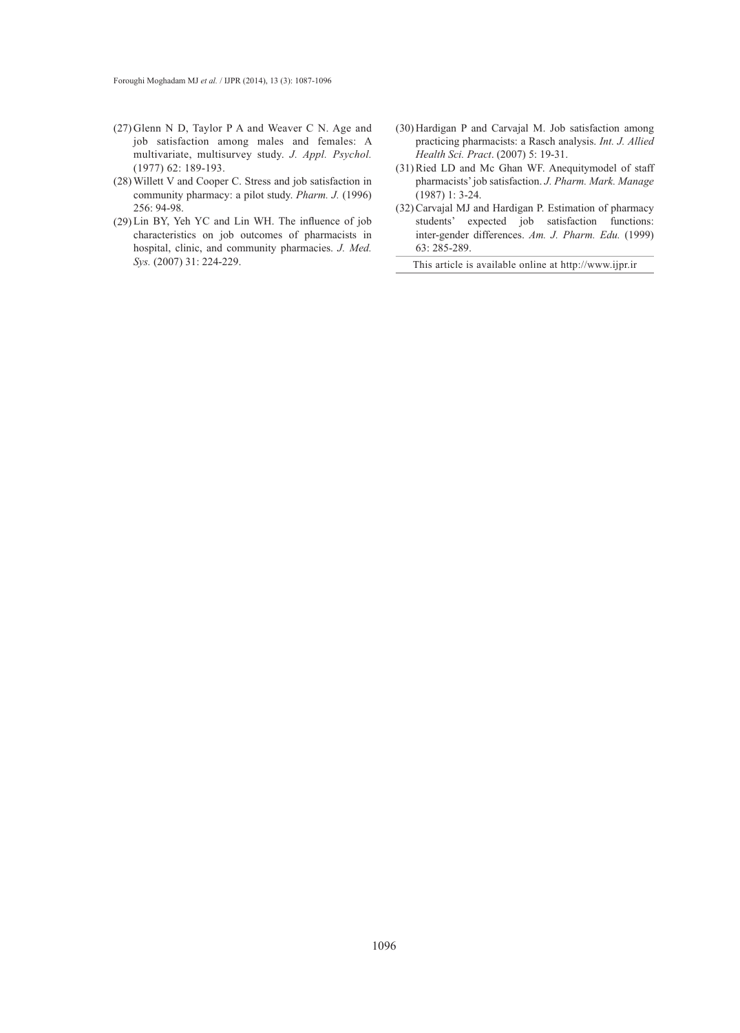(27) Glenn N D, Taylor P A and Weaver C N. Age and job satisfaction among males and females: A multivariate, multisurvey study. *J. Appl. Psychol.* (1977) 62: 189-193.

(28) Willett V and Cooper C. Stress and job satisfaction in community pharmacy: a pilot study. *Pharm. J.* (1996) 256: 94-98.

(29) Lin BY, Yeh YC and Lin WH. The influence of job characteristics on job outcomes of pharmacists in hospital, clinic, and community pharmacies. *J. Med. Sys.* (2007) 31: 224-229.

(30) Hardigan P and Carvajal M. Job satisfaction among practicing pharmacists: a Rasch analysis. *Int. J. Allied Health Sci. Pract*. (2007) 5: 19-31.

(31) Ried LD and Mc Ghan WF. Anequitymodel of staff pharmacists' job satisfaction. *J. Pharm. Mark. Manage* (1987) 1: 3-24.

(32) Carvajal MJ and Hardigan P. Estimation of pharmacy students' expected job satisfaction functions: inter-gender differences. *Am. J. Pharm. Edu.* (1999) 63: 285-289.

This article is available online at http://www.ijpr.ir